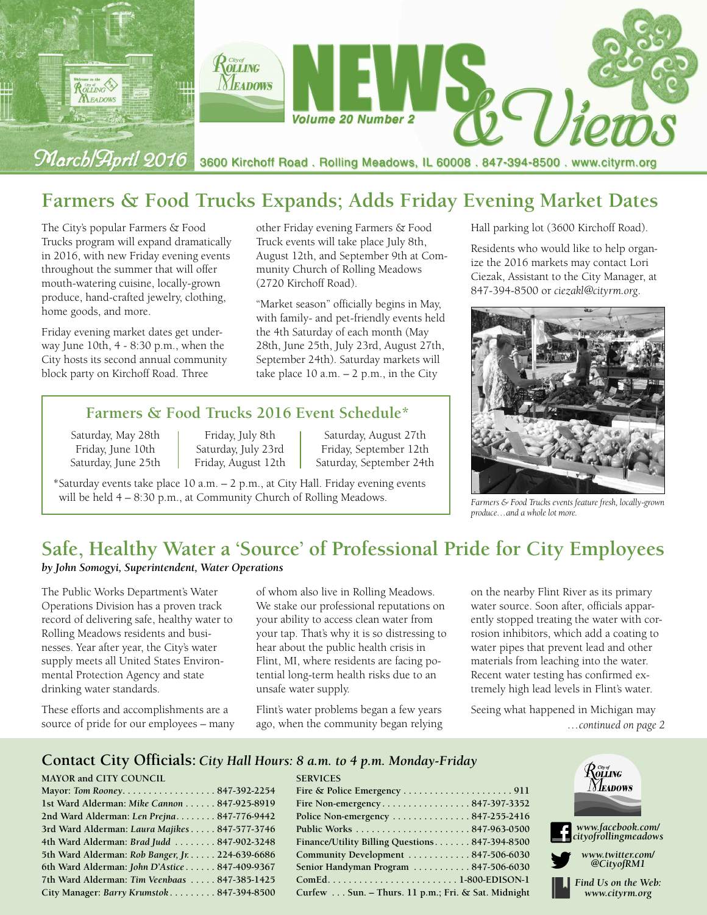# City of Rolling Meadows NEWS & Views

Volume 20 Number 2

March/April 2016

3600 Kirchoff Road . Rolling Meadows, IL 60008 . 847-394-8500 . www.cityrm.org

## Farmers & Food Trucks Expands; Adds Friday Evening Market Dates

The City's popular Farmers & Food Trucks program will expand dramatically in 2016, with new Friday evening events throughout the summer that will offer mouth-watering cuisine, locally-grown produce, hand-crafted jewelry, clothing, home goods, and more.

Friday evening market dates get underway June 10th, 4 - 8:30 p.m., when the City hosts its second annual community block party on Kirchoff Road. Three other Friday evening Farmers & Food Truck events will take place July 8th, August 12th, and September 9th at Community Church of Rolling Meadows (2720 Kirchoff Road).

"Market season" officially begins in May, with family- and pet-friendly events held the 4th Saturday of each month (May 28th, June 25th, July 23rd, August 27th, September 24th). Saturday markets will take place 10 a.m. – 2 p.m., in the City Hall parking lot (3600 Kirchoff Road).

Residents who would like to help organize the 2016 markets may contact Lori Ciezak, Assistant to the City Manager, at 847-394-8500 or *ciezakl@cityrm.org*.

### Farmers & Food Trucks 2016 Event Schedule*

| | | |
|---|---|---|
| Saturday, May 28th | Friday, July 8th | Saturday, August 27th |
| Friday, June 10th | Saturday, July 23rd | Friday, September 12th |
| Saturday, June 25th | Friday, August 12th | Saturday, September 24th |

*Saturday events take place 10 a.m. – 2 p.m., at City Hall. Friday evening events will be held 4 – 8:30 p.m., at Community Church of Rolling Meadows.

*Farmers & Food Trucks events feature fresh, locally-grown produce…and a whole lot more.*

## Safe, Healthy Water a 'Source' of Professional Pride for City Employees

***by John Somogyi, Superintendent, Water Operations***

The Public Works Department's Water Operations Division has a proven track record of delivering safe, healthy water to Rolling Meadows residents and businesses. Year after year, the City's water supply meets all United States Environmental Protection Agency and state drinking water standards.

These efforts and accomplishments are a source of pride for our employees – many of whom also live in Rolling Meadows. We stake our professional reputations on your ability to access clean water from your tap. That's why it is so distressing to hear about the public health crisis in Flint, MI, where residents are facing potential long-term health risks due to an unsafe water supply.

Flint's water problems began a few years ago, when the community began relying on the nearby Flint River as its primary water source. Soon after, officials apparently stopped treating the water with corrosion inhibitors, which add a coating to water pipes that prevent lead and other materials from leaching into the water. Recent water testing has confirmed extremely high lead levels in Flint's water.

Seeing what happened in Michigan may

*…continued on page 2*

## Contact City Officials: *City Hall Hours: 8 a.m. to 4 p.m. Monday-Friday*

**MAYOR and CITY COUNCIL**

| | |
|---|---|
| Mayor: *Tom Rooney* | 847-392-2254 |
| 1st Ward Alderman: *Mike Cannon* | 847-925-8919 |
| 2nd Ward Alderman: *Len Prejna* | 847-776-9442 |
| 3rd Ward Alderman: *Laura Majikes* | 847-577-3746 |
| 4th Ward Alderman: *Brad Judd* | 847-902-3248 |
| 5th Ward Alderman: *Rob Banger, Jr.* | 224-639-6686 |
| 6th Ward Alderman: *John D'Astice* | 847-409-9367 |
| 7th Ward Alderman: *Tim Veenbaas* | 847-385-1425 |
| City Manager: *Barry Krumstok* | 847-394-8500 |

**SERVICES**

| | |
|---|---|
| Fire & Police Emergency | 911 |
| Fire Non-emergency | 847-397-3352 |
| Police Non-emergency | 847-255-2416 |
| Public Works | 847-963-0500 |
| Finance/Utility Billing Questions | 847-394-8500 |
| Community Development | 847-506-6030 |
| Senior Handyman Program | 847-506-6030 |
| ComEd | 1-800-EDISON-1 |
| Curfew | Sun. – Thurs. 11 p.m.; Fri. & Sat. Midnight |

*www.facebook.com/cityofrollingmeadows*

*www.twitter.com/@CityofRM1*

*Find Us on the Web: www.cityrm.org*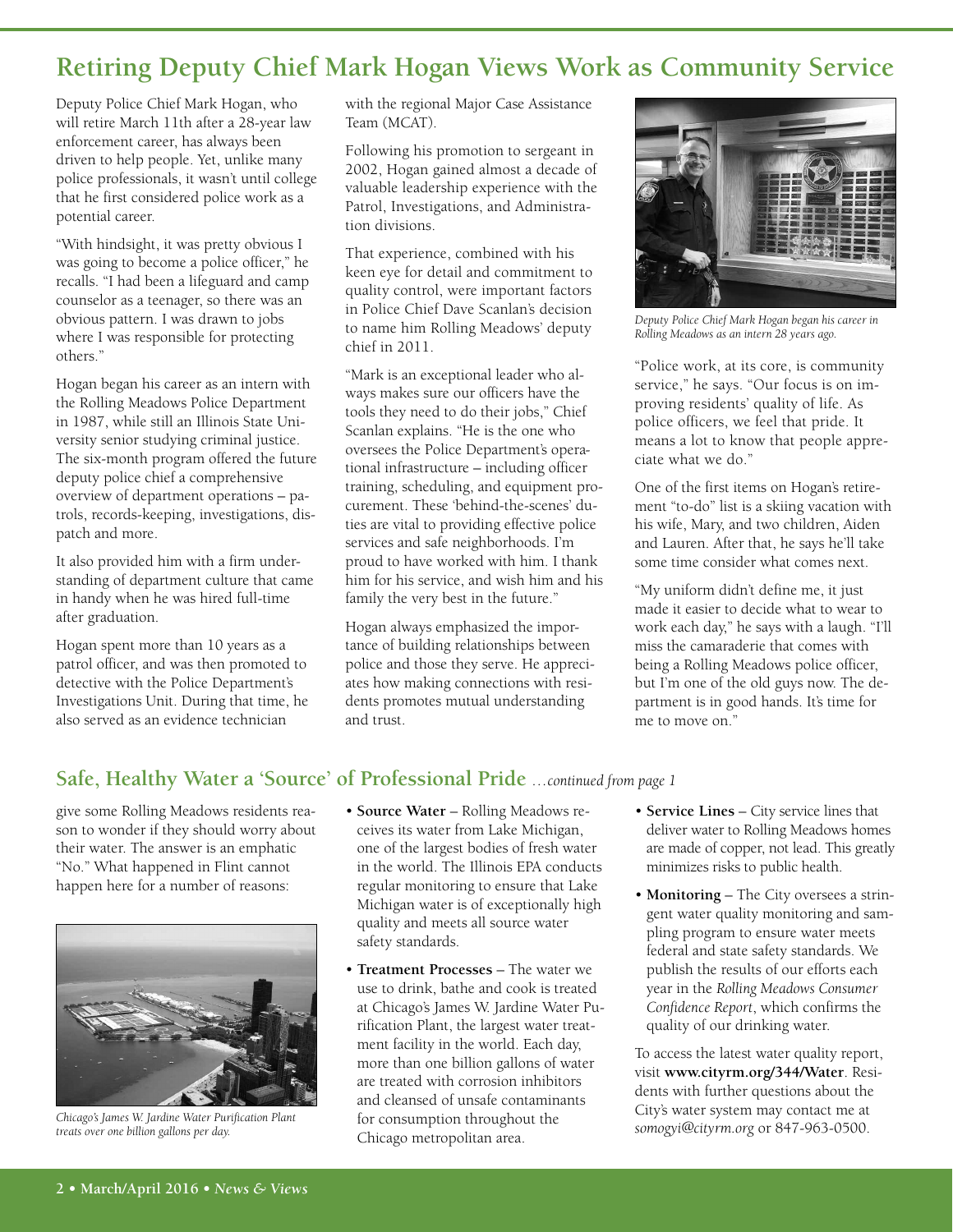# Retiring Deputy Chief Mark Hogan Views Work as Community Service

Deputy Police Chief Mark Hogan, who will retire March 11th after a 28-year law enforcement career, has always been driven to help people. Yet, unlike many police professionals, it wasn't until college that he first considered police work as a potential career.

"With hindsight, it was pretty obvious I was going to become a police officer," he recalls. "I had been a lifeguard and camp counselor as a teenager, so there was an obvious pattern. I was drawn to jobs where I was responsible for protecting others."

Hogan began his career as an intern with the Rolling Meadows Police Department in 1987, while still an Illinois State University senior studying criminal justice. The six-month program offered the future deputy police chief a comprehensive overview of department operations – patrols, records-keeping, investigations, dispatch and more.

It also provided him with a firm understanding of department culture that came in handy when he was hired full-time after graduation.

Hogan spent more than 10 years as a patrol officer, and was then promoted to detective with the Police Department's Investigations Unit. During that time, he also served as an evidence technician with the regional Major Case Assistance Team (MCAT).

Following his promotion to sergeant in 2002, Hogan gained almost a decade of valuable leadership experience with the Patrol, Investigations, and Administration divisions.

That experience, combined with his keen eye for detail and commitment to quality control, were important factors in Police Chief Dave Scanlan's decision to name him Rolling Meadows' deputy chief in 2011.

"Mark is an exceptional leader who always makes sure our officers have the tools they need to do their jobs," Chief Scanlan explains. "He is the one who oversees the Police Department's operational infrastructure – including officer training, scheduling, and equipment procurement. These 'behind-the-scenes' duties are vital to providing effective police services and safe neighborhoods. I'm proud to have worked with him. I thank him for his service, and wish him and his family the very best in the future."

Hogan always emphasized the importance of building relationships between police and those they serve. He appreciates how making connections with residents promotes mutual understanding and trust.

*Deputy Police Chief Mark Hogan began his career in Rolling Meadows as an intern 28 years ago.*

"Police work, at its core, is community service," he says. "Our focus is on improving residents' quality of life. As police officers, we feel that pride. It means a lot to know that people appreciate what we do."

One of the first items on Hogan's retirement "to-do" list is a skiing vacation with his wife, Mary, and two children, Aiden and Lauren. After that, he says he'll take some time consider what comes next.

"My uniform didn't define me, it just made it easier to decide what to wear to work each day," he says with a laugh. "I'll miss the camaraderie that comes with being a Rolling Meadows police officer, but I'm one of the old guys now. The department is in good hands. It's time for me to move on."

## Safe, Healthy Water a 'Source' of Professional Pride *…continued from page 1*

give some Rolling Meadows residents reason to wonder if they should worry about their water. The answer is an emphatic "No." What happened in Flint cannot happen here for a number of reasons:

*Chicago's James W. Jardine Water Purification Plant treats over one billion gallons per day.*

- **Source Water** – Rolling Meadows receives its water from Lake Michigan, one of the largest bodies of fresh water in the world. The Illinois EPA conducts regular monitoring to ensure that Lake Michigan water is of exceptionally high quality and meets all source water safety standards.
- **Treatment Processes** – The water we use to drink, bathe and cook is treated at Chicago's James W. Jardine Water Purification Plant, the largest water treatment facility in the world. Each day, more than one billion gallons of water are treated with corrosion inhibitors and cleansed of unsafe contaminants for consumption throughout the Chicago metropolitan area.
- **Service Lines** – City service lines that deliver water to Rolling Meadows homes are made of copper, not lead. This greatly minimizes risks to public health.
- **Monitoring** – The City oversees a stringent water quality monitoring and sampling program to ensure water meets federal and state safety standards. We publish the results of our efforts each year in the *Rolling Meadows Consumer Confidence Report*, which confirms the quality of our drinking water.

To access the latest water quality report, visit **www.cityrm.org/344/Water**. Residents with further questions about the City's water system may contact me at *somogyi@cityrm.org* or 847-963-0500.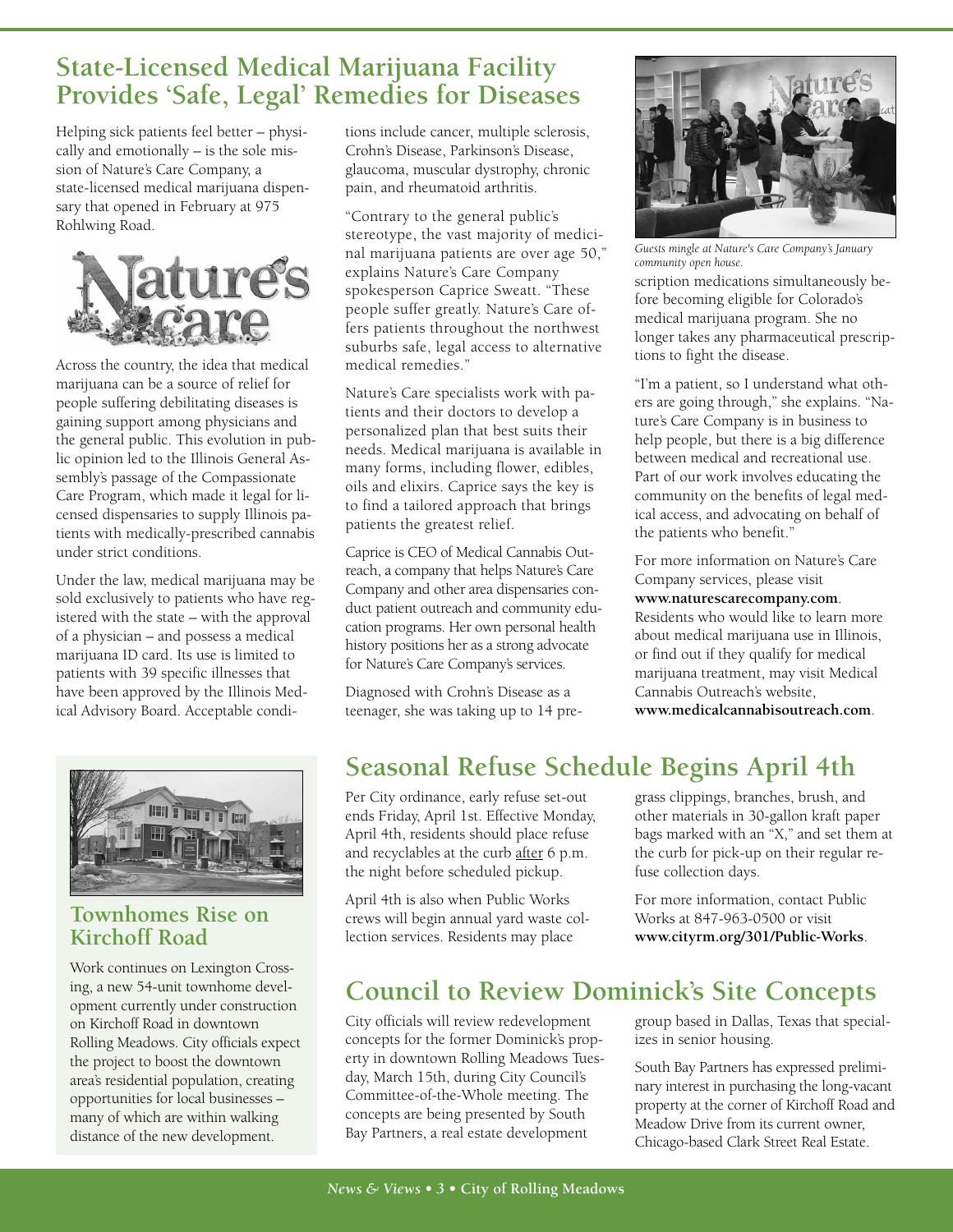## State-Licensed Medical Marijuana Facility Provides 'Safe, Legal' Remedies for Diseases

Helping sick patients feel better – physically and emotionally – is the sole mission of Nature's Care Company, a state-licensed medical marijuana dispensary that opened in February at 975 Rohlwing Road.

Across the country, the idea that medical marijuana can be a source of relief for people suffering debilitating diseases is gaining support among physicians and the general public. This evolution in public opinion led to the Illinois General Assembly's passage of the Compassionate Care Program, which made it legal for licensed dispensaries to supply Illinois patients with medically-prescribed cannabis under strict conditions.

Under the law, medical marijuana may be sold exclusively to patients who have registered with the state – with the approval of a physician – and possess a medical marijuana ID card. Its use is limited to patients with 39 specific illnesses that have been approved by the Illinois Medical Advisory Board. Acceptable conditions include cancer, multiple sclerosis, Crohn's Disease, Parkinson's Disease, glaucoma, muscular dystrophy, chronic pain, and rheumatoid arthritis.

"Contrary to the general public's stereotype, the vast majority of medicinal marijuana patients are over age 50," explains Nature's Care Company spokesperson Caprice Sweatt. "These people suffer greatly. Nature's Care offers patients throughout the northwest suburbs safe, legal access to alternative medical remedies."

Nature's Care specialists work with patients and their doctors to develop a personalized plan that best suits their needs. Medical marijuana is available in many forms, including flower, edibles, oils and elixirs. Caprice says the key is to find a tailored approach that brings patients the greatest relief.

Caprice is CEO of Medical Cannabis Outreach, a company that helps Nature's Care Company and other area dispensaries conduct patient outreach and community education programs. Her own personal health history positions her as a strong advocate for Nature's Care Company's services.

Diagnosed with Crohn's Disease as a teenager, she was taking up to 14 prescription medications simultaneously before becoming eligible for Colorado's medical marijuana program. She no longer takes any pharmaceutical prescriptions to fight the disease.

*Guests mingle at Nature's Care Company's January community open house.*

"I'm a patient, so I understand what others are going through," she explains. "Nature's Care Company is in business to help people, but there is a big difference between medical and recreational use. Part of our work involves educating the community on the benefits of legal medical access, and advocating on behalf of the patients who benefit."

For more information on Nature's Care Company services, please visit **www.naturescarecompany.com**. Residents who would like to learn more about medical marijuana use in Illinois, or find out if they qualify for medical marijuana treatment, may visit Medical Cannabis Outreach's website, **www.medicalcannabisoutreach.com**.

## Townhomes Rise on Kirchoff Road

Work continues on Lexington Crossing, a new 54-unit townhome development currently under construction on Kirchoff Road in downtown Rolling Meadows. City officials expect the project to boost the downtown area's residential population, creating opportunities for local businesses – many of which are within walking distance of the new development.

## Seasonal Refuse Schedule Begins April 4th

Per City ordinance, early refuse set-out ends Friday, April 1st. Effective Monday, April 4th, residents should place refuse and recyclables at the curb after 6 p.m. the night before scheduled pickup.

April 4th is also when Public Works crews will begin annual yard waste collection services. Residents may place grass clippings, branches, brush, and other materials in 30-gallon kraft paper bags marked with an "X," and set them at the curb for pick-up on their regular refuse collection days.

For more information, contact Public Works at 847-963-0500 or visit **www.cityrm.org/301/Public-Works**.

## Council to Review Dominick's Site Concepts

City officials will review redevelopment concepts for the former Dominick's property in downtown Rolling Meadows Tuesday, March 15th, during City Council's Committee-of-the-Whole meeting. The concepts are being presented by South Bay Partners, a real estate development group based in Dallas, Texas that specializes in senior housing.

South Bay Partners has expressed preliminary interest in purchasing the long-vacant property at the corner of Kirchoff Road and Meadow Drive from its current owner, Chicago-based Clark Street Real Estate.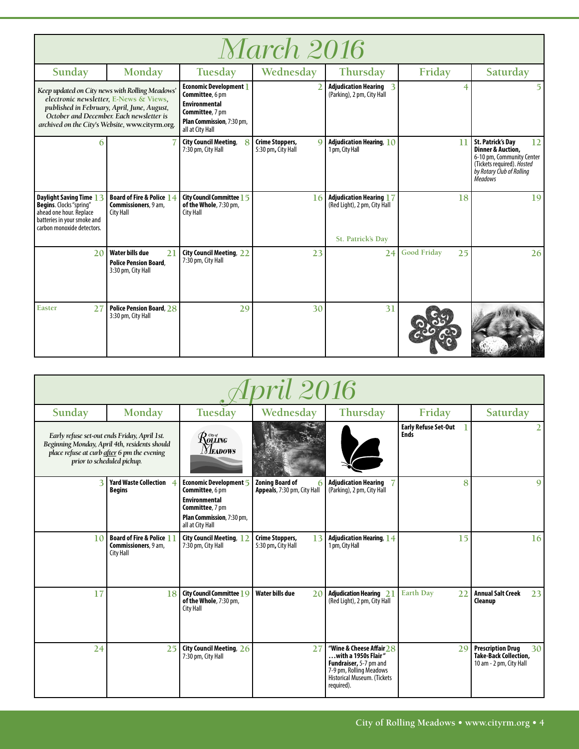# March 2016

| Sunday | Monday | Tuesday | Wednesday | Thursday | Friday | Saturday |
|---|---|---|---|---|---|---|
| *Keep updated on City news with Rolling Meadows' electronic newsletter, E-News & Views, published in February, April, June, August, October and December. Each newsletter is archived on the City's Website, www.cityrm.org.* | | 1 **Economic Development Committee**, 6 pm **Environmental Committee**, 7 pm **Plan Commission**, 7:30 pm, all at City Hall | 2 | 3 **Adjudication Hearing** (Parking), 2 pm, City Hall | 4 | 5 |
| 6 | 7 | 8 **City Council Meeting**, 7:30 pm, City Hall | 9 **Crime Stoppers**, 5:30 pm, City Hall | 10 **Adjudication Hearing**, 1 pm, City Hall | 11 | 12 **St. Patrick's Day Dinner & Auction**, 6-10 pm, Community Center (Tickets required). *Hosted by Rotary Club of Rolling Meadows* |
| 13 **Daylight Saving Time Begins**. Clocks "spring" ahead one hour. Replace batteries in your smoke and carbon monoxide detectors. | 14 **Board of Fire & Police Commissioners**, 9 am, City Hall | 15 **City Council Committee of the Whole**, 7:30 pm, City Hall | 16 | 17 **Adjudication Hearing** (Red Light), 2 pm, City Hall St. Patrick's Day | 18 | 19 |
| 20 | 21 **Water bills due** **Police Pension Board**, 3:30 pm, City Hall | 22 **City Council Meeting**, 7:30 pm, City Hall | 23 | 24 | 25 Good Friday | 26 |
| 27 Easter | 28 **Police Pension Board**, 3:30 pm, City Hall | 29 | 30 | 31 | | |

# April 2016

| Sunday | Monday | Tuesday | Wednesday | Thursday | Friday | Saturday |
|---|---|---|---|---|---|---|
| *Early refuse set-out ends Friday, April 1st. Beginning Monday, April 4th, residents should place refuse at curb after 6 pm the evening prior to scheduled pickup.* | | | | | 1 **Early Refuse Set-Out Ends** | 2 |
| 3 | 4 **Yard Waste Collection Begins** | 5 **Economic Development Committee**, 6 pm **Environmental Committee**, 7 pm **Plan Commission**, 7:30 pm, all at City Hall | 6 **Zoning Board of Appeals**, 7:30 pm, City Hall | 7 **Adjudication Hearing** (Parking), 2 pm, City Hall | 8 | 9 |
| 10 | 11 **Board of Fire & Police Commissioners**, 9 am, City Hall | 12 **City Council Meeting**, 7:30 pm, City Hall | 13 **Crime Stoppers**, 5:30 pm, City Hall | 14 **Adjudication Hearing**, 1 pm, City Hall | 15 | 16 |
| 17 | 18 | 19 **City Council Committee of the Whole**, 7:30 pm, City Hall | 20 **Water bills due** | 21 **Adjudication Hearing** (Red Light), 2 pm, City Hall | 22 Earth Day | 23 **Annual Salt Creek Cleanup** |
| 24 | 25 | 26 **City Council Meeting**, 7:30 pm, City Hall | 27 | 28 **"Wine & Cheese Affair …with a 1950s Flair" Fundraiser**, 5-7 pm and 7-9 pm, Rolling Meadows Historical Museum. (Tickets required). | 29 | 30 **Prescription Drug Take-Back Collection**, 10 am - 2 pm, City Hall |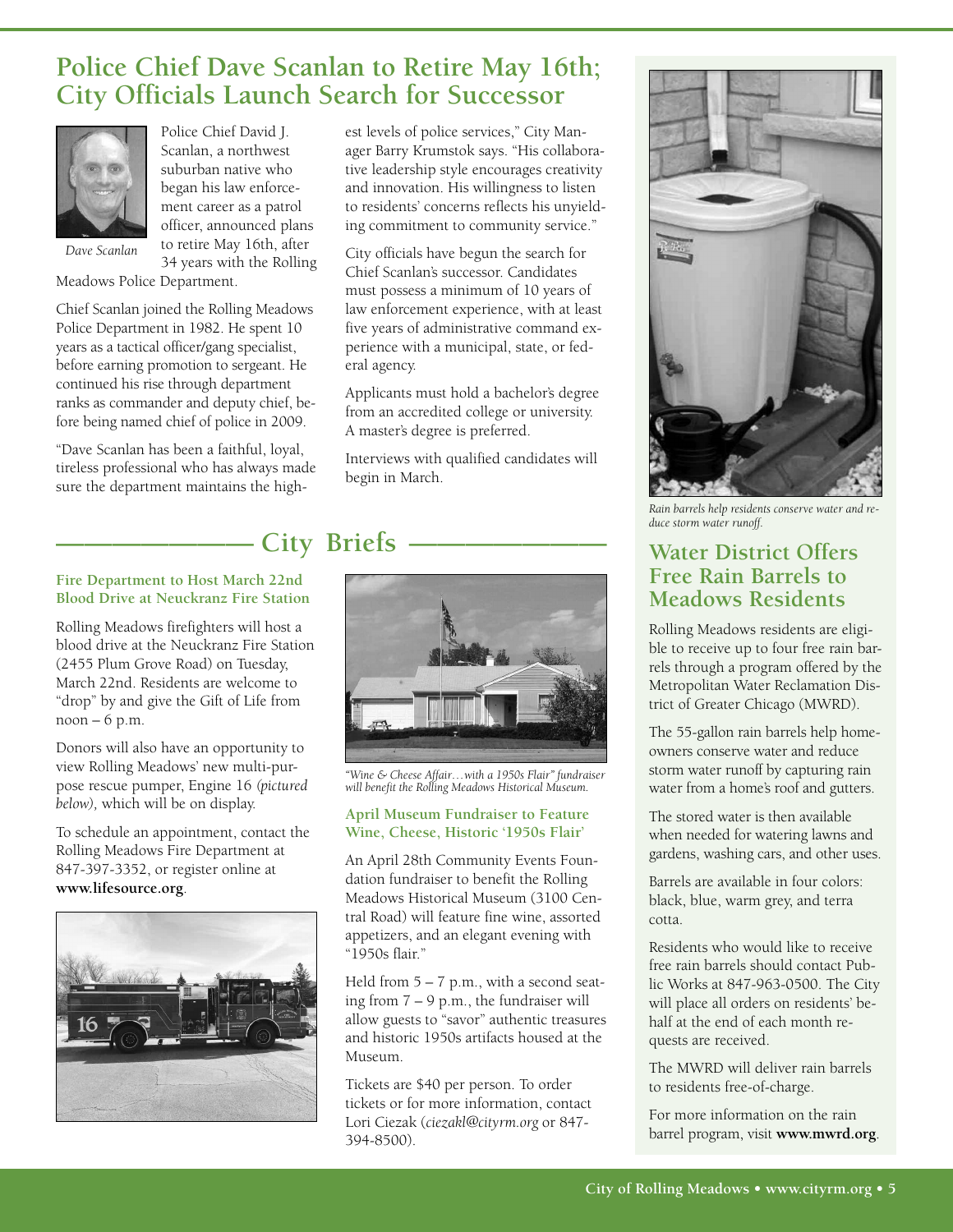# Police Chief Dave Scanlan to Retire May 16th; City Officials Launch Search for Successor

*Dave Scanlan*

Police Chief David J. Scanlan, a northwest suburban native who began his law enforcement career as a patrol officer, announced plans to retire May 16th, after 34 years with the Rolling Meadows Police Department.

Chief Scanlan joined the Rolling Meadows Police Department in 1982. He spent 10 years as a tactical officer/gang specialist, before earning promotion to sergeant. He continued his rise through department ranks as commander and deputy chief, before being named chief of police in 2009.

"Dave Scanlan has been a faithful, loyal, tireless professional who has always made sure the department maintains the highest levels of police services," City Manager Barry Krumstok says. "His collaborative leadership style encourages creativity and innovation. His willingness to listen to residents' concerns reflects his unyielding commitment to community service."

City officials have begun the search for Chief Scanlan's successor. Candidates must possess a minimum of 10 years of law enforcement experience, with at least five years of administrative command experience with a municipal, state, or federal agency.

Applicants must hold a bachelor's degree from an accredited college or university. A master's degree is preferred.

Interviews with qualified candidates will begin in March.

## City Briefs

### Fire Department to Host March 22nd Blood Drive at Neuckranz Fire Station

Rolling Meadows firefighters will host a blood drive at the Neuckranz Fire Station (2455 Plum Grove Road) on Tuesday, March 22nd. Residents are welcome to "drop" by and give the Gift of Life from noon – 6 p.m.

Donors will also have an opportunity to view Rolling Meadows' new multi-purpose rescue pumper, Engine 16 *(pictured below)*, which will be on display.

To schedule an appointment, contact the Rolling Meadows Fire Department at 847-397-3352, or register online at **www.lifesource.org**.

*"Wine & Cheese Affair…with a 1950s Flair" fundraiser will benefit the Rolling Meadows Historical Museum.*

### April Museum Fundraiser to Feature Wine, Cheese, Historic '1950s Flair'

An April 28th Community Events Foundation fundraiser to benefit the Rolling Meadows Historical Museum (3100 Central Road) will feature fine wine, assorted appetizers, and an elegant evening with "1950s flair."

Held from 5 – 7 p.m., with a second seating from 7 – 9 p.m., the fundraiser will allow guests to "savor" authentic treasures and historic 1950s artifacts housed at the Museum.

Tickets are $40 per person. To order tickets or for more information, contact Lori Ciezak (*ciezakl@cityrm.org* or 847-394-8500).

*Rain barrels help residents conserve water and reduce storm water runoff.*

## Water District Offers Free Rain Barrels to Meadows Residents

Rolling Meadows residents are eligible to receive up to four free rain barrels through a program offered by the Metropolitan Water Reclamation District of Greater Chicago (MWRD).

The 55-gallon rain barrels help homeowners conserve water and reduce storm water runoff by capturing rain water from a home's roof and gutters.

The stored water is then available when needed for watering lawns and gardens, washing cars, and other uses.

Barrels are available in four colors: black, blue, warm grey, and terra cotta.

Residents who would like to receive free rain barrels should contact Public Works at 847-963-0500. The City will place all orders on residents' behalf at the end of each month requests are received.

The MWRD will deliver rain barrels to residents free-of-charge.

For more information on the rain barrel program, visit **www.mwrd.org**.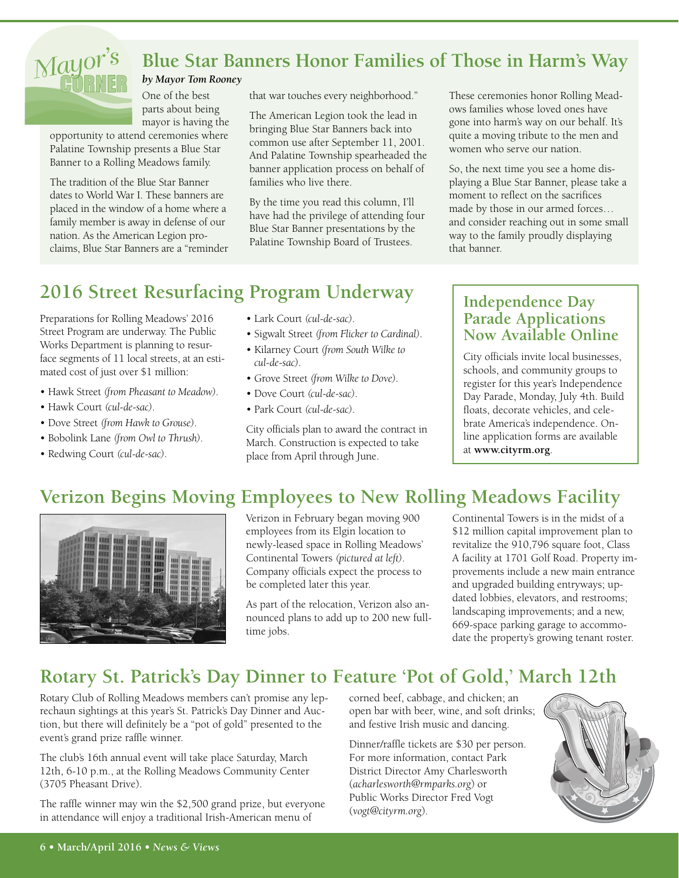Mayor's CORNER

## Blue Star Banners Honor Families of Those in Harm's Way

***by Mayor Tom Rooney***

One of the best parts about being mayor is having the opportunity to attend ceremonies where Palatine Township presents a Blue Star Banner to a Rolling Meadows family.

The tradition of the Blue Star Banner dates to World War I. These banners are placed in the window of a home where a family member is away in defense of our nation. As the American Legion proclaims, Blue Star Banners are a "reminder that war touches every neighborhood."

The American Legion took the lead in bringing Blue Star Banners back into common use after September 11, 2001. And Palatine Township spearheaded the banner application process on behalf of families who live there.

By the time you read this column, I'll have had the privilege of attending four Blue Star Banner presentations by the Palatine Township Board of Trustees.

These ceremonies honor Rolling Meadows families whose loved ones have gone into harm's way on our behalf. It's quite a moving tribute to the men and women who serve our nation.

So, the next time you see a home displaying a Blue Star Banner, please take a moment to reflect on the sacrifices made by those in our armed forces… and consider reaching out in some small way to the family proudly displaying that banner.

## 2016 Street Resurfacing Program Underway

Preparations for Rolling Meadows' 2016 Street Program are underway. The Public Works Department is planning to resurface segments of 11 local streets, at an estimated cost of just over $1 million:

- Hawk Street *(from Pheasant to Meadow)*.
- Hawk Court *(cul-de-sac)*.
- Dove Street *(from Hawk to Grouse)*.
- Bobolink Lane *(from Owl to Thrush)*.
- Redwing Court *(cul-de-sac)*.
- Lark Court *(cul-de-sac)*.
- Sigwalt Street *(from Flicker to Cardinal)*.
- Kilarney Court *(from South Wilke to cul-de-sac)*.
- Grove Street *(from Wilke to Dove)*.
- Dove Court *(cul-de-sac)*.
- Park Court *(cul-de-sac)*.

City officials plan to award the contract in March. Construction is expected to take place from April through June.

### Independence Day Parade Applications Now Available Online

City officials invite local businesses, schools, and community groups to register for this year's Independence Day Parade, Monday, July 4th. Build floats, decorate vehicles, and celebrate America's independence. Online application forms are available at **www.cityrm.org**.

## Verizon Begins Moving Employees to New Rolling Meadows Facility

Verizon in February began moving 900 employees from its Elgin location to newly-leased space in Rolling Meadows' Continental Towers *(pictured at left)*. Company officials expect the process to be completed later this year.

As part of the relocation, Verizon also announced plans to add up to 200 new full-time jobs.

Continental Towers is in the midst of a $12 million capital improvement plan to revitalize the 910,796 square foot, Class A facility at 1701 Golf Road. Property improvements include a new main entrance and upgraded building entryways; updated lobbies, elevators, and restrooms; landscaping improvements; and a new, 669-space parking garage to accommodate the property's growing tenant roster.

## Rotary St. Patrick's Day Dinner to Feature 'Pot of Gold,' March 12th

Rotary Club of Rolling Meadows members can't promise any leprechaun sightings at this year's St. Patrick's Day Dinner and Auction, but there will definitely be a "pot of gold" presented to the event's grand prize raffle winner.

The club's 16th annual event will take place Saturday, March 12th, 6-10 p.m., at the Rolling Meadows Community Center (3705 Pheasant Drive).

The raffle winner may win the $2,500 grand prize, but everyone in attendance will enjoy a traditional Irish-American menu of corned beef, cabbage, and chicken; an open bar with beer, wine, and soft drinks; and festive Irish music and dancing.

Dinner/raffle tickets are $30 per person. For more information, contact Park District Director Amy Charlesworth (*acharlesworth@rmparks.org*) or Public Works Director Fred Vogt (*vogt@cityrm.org*).